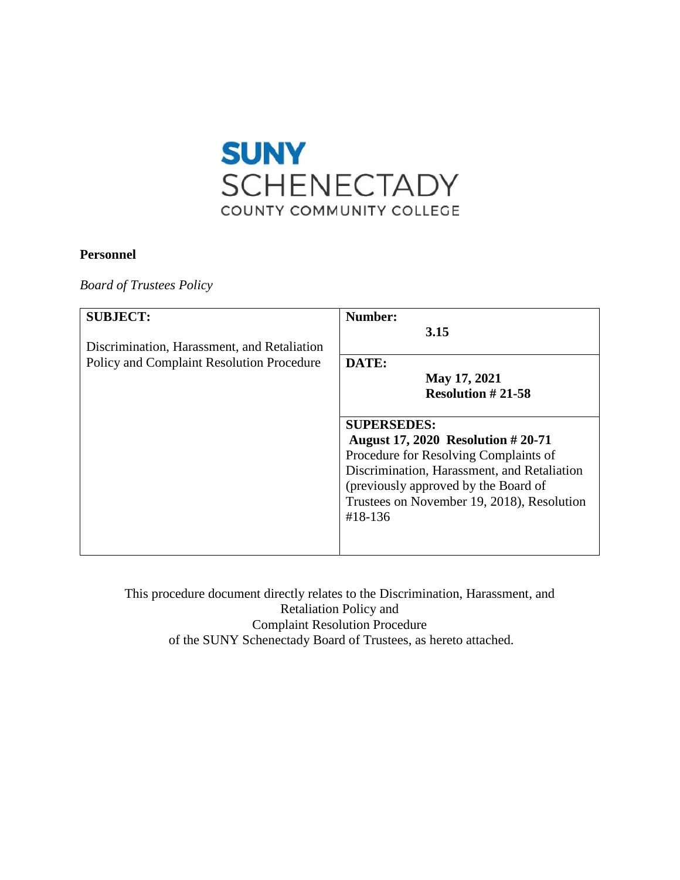SUNY SCHENECTADY
COUNTY COMMUNITY COLLEGE

**Personnel**

*Board of Trustees Policy*

| **SUBJECT:** | **Number:** |
|---|---|
| Discrimination, Harassment, and Retaliation Policy and Complaint Resolution Procedure | **3.15** |
| | **DATE:** **May 17, 2021** **Resolution # 21-58** |
| | **SUPERSEDES:** **August 17, 2020 Resolution # 20-71** Procedure for Resolving Complaints of Discrimination, Harassment, and Retaliation (previously approved by the Board of Trustees on November 19, 2018), Resolution #18-136 |

This procedure document directly relates to the Discrimination, Harassment, and Retaliation Policy and Complaint Resolution Procedure of the SUNY Schenectady Board of Trustees, as hereto attached.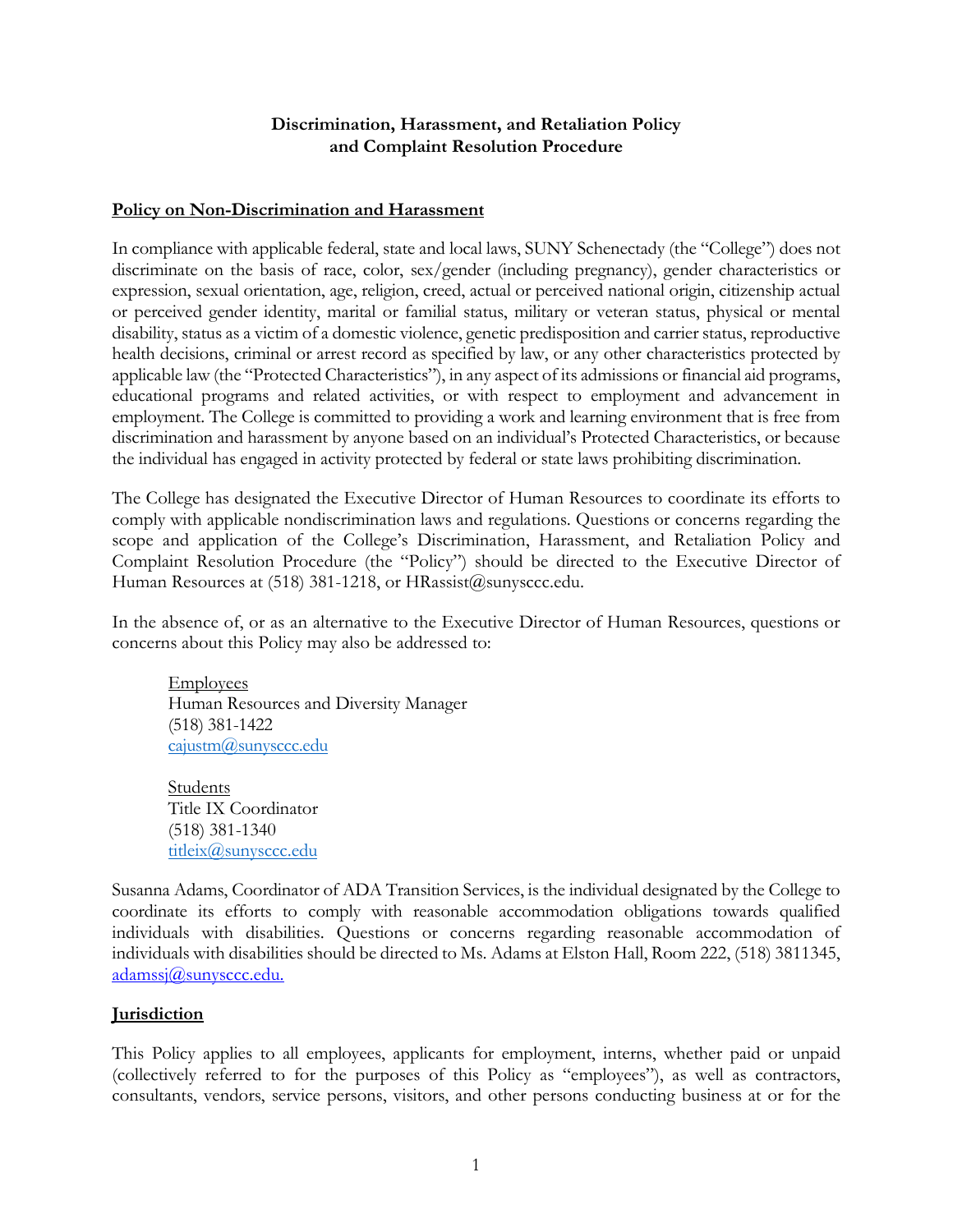**Discrimination, Harassment, and Retaliation Policy and Complaint Resolution Procedure**

## Policy on Non-Discrimination and Harassment

In compliance with applicable federal, state and local laws, SUNY Schenectady (the "College") does not discriminate on the basis of race, color, sex/gender (including pregnancy), gender characteristics or expression, sexual orientation, age, religion, creed, actual or perceived national origin, citizenship actual or perceived gender identity, marital or familial status, military or veteran status, physical or mental disability, status as a victim of a domestic violence, genetic predisposition and carrier status, reproductive health decisions, criminal or arrest record as specified by law, or any other characteristics protected by applicable law (the "Protected Characteristics"), in any aspect of its admissions or financial aid programs, educational programs and related activities, or with respect to employment and advancement in employment. The College is committed to providing a work and learning environment that is free from discrimination and harassment by anyone based on an individual's Protected Characteristics, or because the individual has engaged in activity protected by federal or state laws prohibiting discrimination.

The College has designated the Executive Director of Human Resources to coordinate its efforts to comply with applicable nondiscrimination laws and regulations. Questions or concerns regarding the scope and application of the College's Discrimination, Harassment, and Retaliation Policy and Complaint Resolution Procedure (the "Policy") should be directed to the Executive Director of Human Resources at (518) 381-1218, or HRassist@sunysccc.edu.

In the absence of, or as an alternative to the Executive Director of Human Resources, questions or concerns about this Policy may also be addressed to:

Employees
Human Resources and Diversity Manager
(518) 381-1422
cajustm@sunysccc.edu

Students
Title IX Coordinator
(518) 381-1340
titleix@sunysccc.edu

Susanna Adams, Coordinator of ADA Transition Services, is the individual designated by the College to coordinate its efforts to comply with reasonable accommodation obligations towards qualified individuals with disabilities. Questions or concerns regarding reasonable accommodation of individuals with disabilities should be directed to Ms. Adams at Elston Hall, Room 222, (518) 3811345, adamssj@sunysccc.edu.

## Jurisdiction

This Policy applies to all employees, applicants for employment, interns, whether paid or unpaid (collectively referred to for the purposes of this Policy as "employees"), as well as contractors, consultants, vendors, service persons, visitors, and other persons conducting business at or for the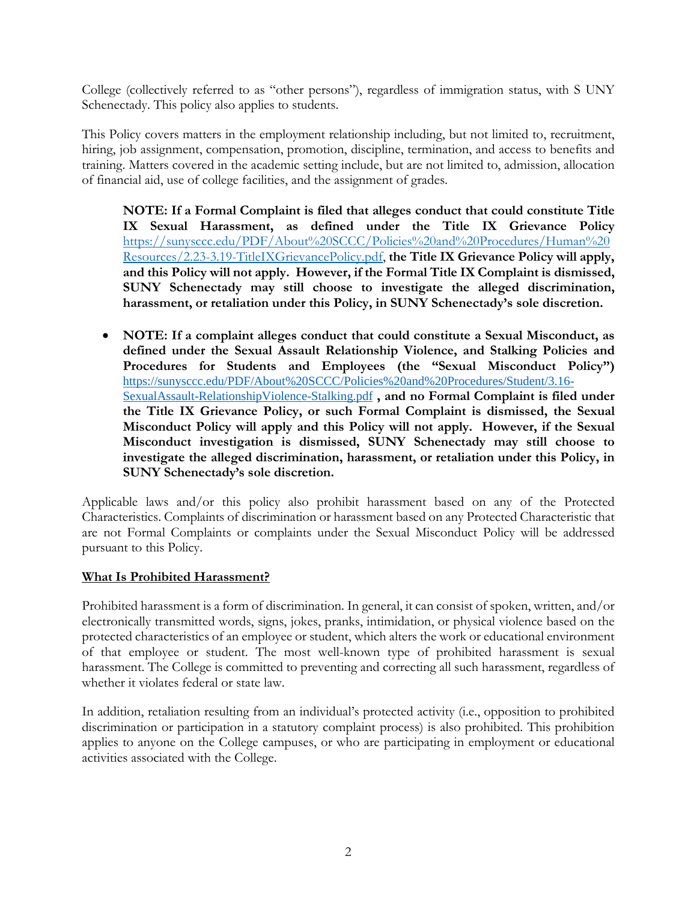College (collectively referred to as "other persons"), regardless of immigration status, with S UNY Schenectady. This policy also applies to students.

This Policy covers matters in the employment relationship including, but not limited to, recruitment, hiring, job assignment, compensation, promotion, discipline, termination, and access to benefits and training. Matters covered in the academic setting include, but are not limited to, admission, allocation of financial aid, use of college facilities, and the assignment of grades.

> **NOTE: If a Formal Complaint is filed that alleges conduct that could constitute Title IX Sexual Harassment, as defined under the Title IX Grievance Policy** https://sunysccc.edu/PDF/About%20SCCC/Policies%20and%20Procedures/Human%20Resources/2.23-3.19-TitleIXGrievancePolicy.pdf, **the Title IX Grievance Policy will apply, and this Policy will not apply. However, if the Formal Title IX Complaint is dismissed, SUNY Schenectady may still choose to investigate the alleged discrimination, harassment, or retaliation under this Policy, in SUNY Schenectady's sole discretion.**

- **NOTE: If a complaint alleges conduct that could constitute a Sexual Misconduct, as defined under the Sexual Assault Relationship Violence, and Stalking Policies and Procedures for Students and Employees (the "Sexual Misconduct Policy")** https://sunysccc.edu/PDF/About%20SCCC/Policies%20and%20Procedures/Student/3.16-SexualAssault-RelationshipViolence-Stalking.pdf **, and no Formal Complaint is filed under the Title IX Grievance Policy, or such Formal Complaint is dismissed, the Sexual Misconduct Policy will apply and this Policy will not apply. However, if the Sexual Misconduct investigation is dismissed, SUNY Schenectady may still choose to investigate the alleged discrimination, harassment, or retaliation under this Policy, in SUNY Schenectady's sole discretion.**

Applicable laws and/or this policy also prohibit harassment based on any of the Protected Characteristics. Complaints of discrimination or harassment based on any Protected Characteristic that are not Formal Complaints or complaints under the Sexual Misconduct Policy will be addressed pursuant to this Policy.

**<u>What Is Prohibited Harassment?</u>**

Prohibited harassment is a form of discrimination. In general, it can consist of spoken, written, and/or electronically transmitted words, signs, jokes, pranks, intimidation, or physical violence based on the protected characteristics of an employee or student, which alters the work or educational environment of that employee or student. The most well-known type of prohibited harassment is sexual harassment. The College is committed to preventing and correcting all such harassment, regardless of whether it violates federal or state law.

In addition, retaliation resulting from an individual's protected activity (i.e., opposition to prohibited discrimination or participation in a statutory complaint process) is also prohibited. This prohibition applies to anyone on the College campuses, or who are participating in employment or educational activities associated with the College.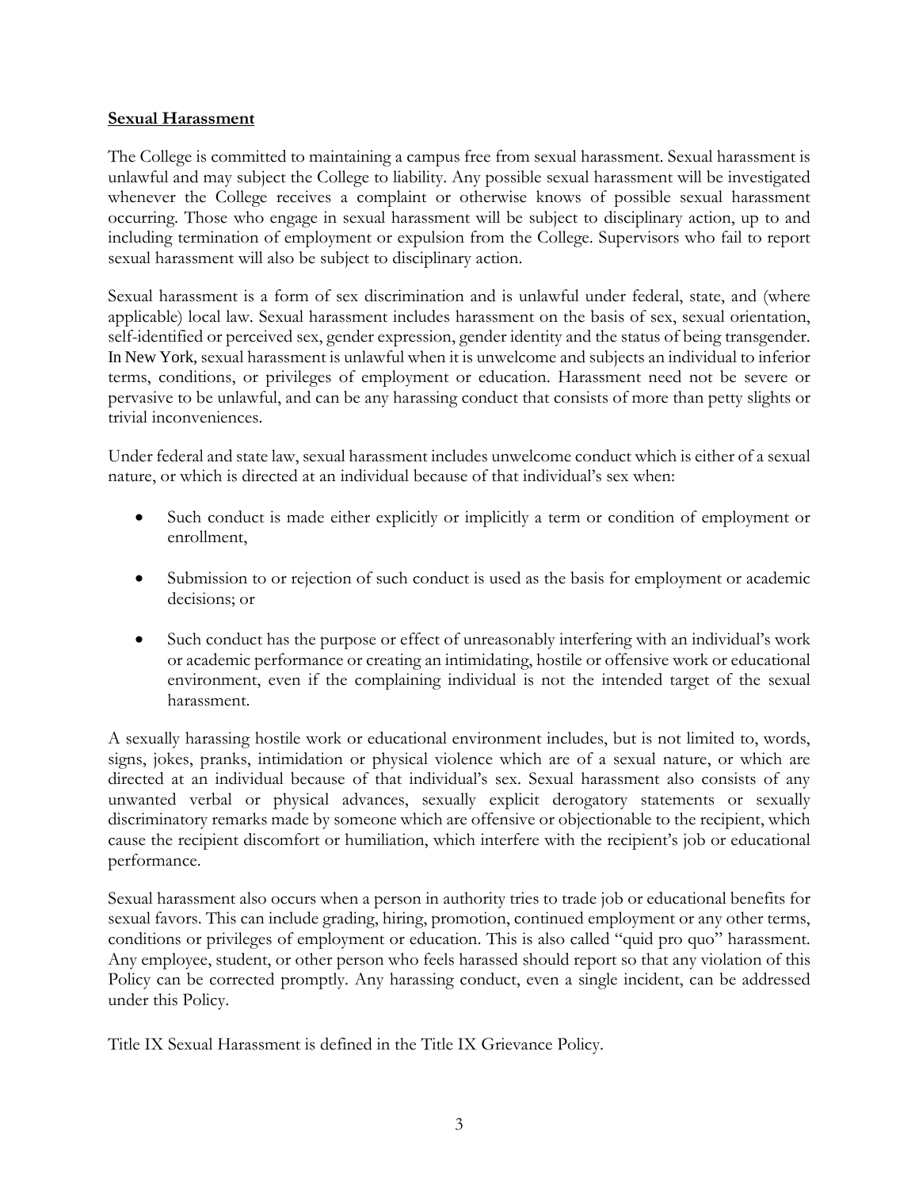**Sexual Harassment**

The College is committed to maintaining a campus free from sexual harassment. Sexual harassment is unlawful and may subject the College to liability. Any possible sexual harassment will be investigated whenever the College receives a complaint or otherwise knows of possible sexual harassment occurring. Those who engage in sexual harassment will be subject to disciplinary action, up to and including termination of employment or expulsion from the College. Supervisors who fail to report sexual harassment will also be subject to disciplinary action.

Sexual harassment is a form of sex discrimination and is unlawful under federal, state, and (where applicable) local law. Sexual harassment includes harassment on the basis of sex, sexual orientation, self-identified or perceived sex, gender expression, gender identity and the status of being transgender. In New York, sexual harassment is unlawful when it is unwelcome and subjects an individual to inferior terms, conditions, or privileges of employment or education. Harassment need not be severe or pervasive to be unlawful, and can be any harassing conduct that consists of more than petty slights or trivial inconveniences.

Under federal and state law, sexual harassment includes unwelcome conduct which is either of a sexual nature, or which is directed at an individual because of that individual's sex when:

- Such conduct is made either explicitly or implicitly a term or condition of employment or enrollment,
- Submission to or rejection of such conduct is used as the basis for employment or academic decisions; or
- Such conduct has the purpose or effect of unreasonably interfering with an individual's work or academic performance or creating an intimidating, hostile or offensive work or educational environment, even if the complaining individual is not the intended target of the sexual harassment.

A sexually harassing hostile work or educational environment includes, but is not limited to, words, signs, jokes, pranks, intimidation or physical violence which are of a sexual nature, or which are directed at an individual because of that individual's sex. Sexual harassment also consists of any unwanted verbal or physical advances, sexually explicit derogatory statements or sexually discriminatory remarks made by someone which are offensive or objectionable to the recipient, which cause the recipient discomfort or humiliation, which interfere with the recipient's job or educational performance.

Sexual harassment also occurs when a person in authority tries to trade job or educational benefits for sexual favors. This can include grading, hiring, promotion, continued employment or any other terms, conditions or privileges of employment or education. This is also called "quid pro quo" harassment. Any employee, student, or other person who feels harassed should report so that any violation of this Policy can be corrected promptly. Any harassing conduct, even a single incident, can be addressed under this Policy.

Title IX Sexual Harassment is defined in the Title IX Grievance Policy.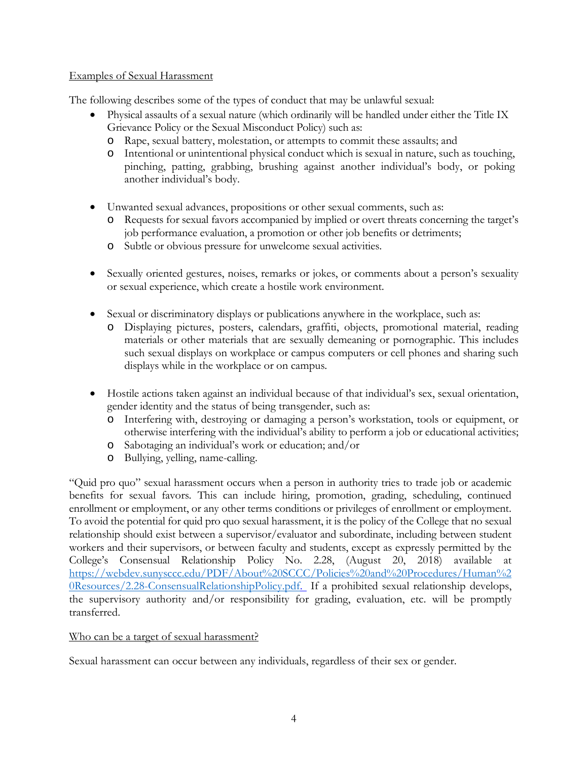Examples of Sexual Harassment

The following describes some of the types of conduct that may be unlawful sexual:

- Physical assaults of a sexual nature (which ordinarily will be handled under either the Title IX Grievance Policy or the Sexual Misconduct Policy) such as:
  - Rape, sexual battery, molestation, or attempts to commit these assaults; and
  - Intentional or unintentional physical conduct which is sexual in nature, such as touching, pinching, patting, grabbing, brushing against another individual's body, or poking another individual's body.

- Unwanted sexual advances, propositions or other sexual comments, such as:
  - Requests for sexual favors accompanied by implied or overt threats concerning the target's job performance evaluation, a promotion or other job benefits or detriments;
  - Subtle or obvious pressure for unwelcome sexual activities.

- Sexually oriented gestures, noises, remarks or jokes, or comments about a person's sexuality or sexual experience, which create a hostile work environment.

- Sexual or discriminatory displays or publications anywhere in the workplace, such as:
  - Displaying pictures, posters, calendars, graffiti, objects, promotional material, reading materials or other materials that are sexually demeaning or pornographic. This includes such sexual displays on workplace or campus computers or cell phones and sharing such displays while in the workplace or on campus.

- Hostile actions taken against an individual because of that individual's sex, sexual orientation, gender identity and the status of being transgender, such as:
  - Interfering with, destroying or damaging a person's workstation, tools or equipment, or otherwise interfering with the individual's ability to perform a job or educational activities;
  - Sabotaging an individual's work or education; and/or
  - Bullying, yelling, name-calling.

"Quid pro quo" sexual harassment occurs when a person in authority tries to trade job or academic benefits for sexual favors. This can include hiring, promotion, grading, scheduling, continued enrollment or employment, or any other terms conditions or privileges of enrollment or employment. To avoid the potential for quid pro quo sexual harassment, it is the policy of the College that no sexual relationship should exist between a supervisor/evaluator and subordinate, including between student workers and their supervisors, or between faculty and students, except as expressly permitted by the College's Consensual Relationship Policy No. 2.28, (August 20, 2018) available at https://webdev.sunysccc.edu/PDF/About%20SCCC/Policies%20and%20Procedures/Human%20Resources/2.28-ConsensualRelationshipPolicy.pdf. If a prohibited sexual relationship develops, the supervisory authority and/or responsibility for grading, evaluation, etc. will be promptly transferred.

Who can be a target of sexual harassment?

Sexual harassment can occur between any individuals, regardless of their sex or gender.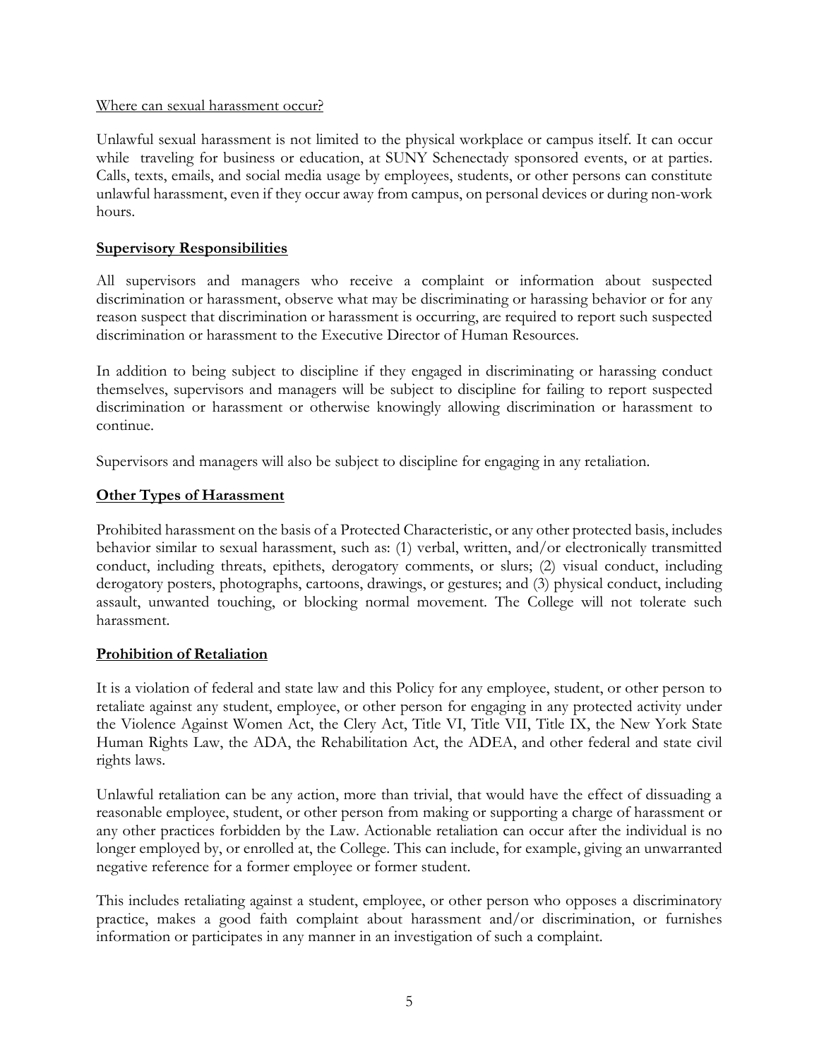Where can sexual harassment occur?

Unlawful sexual harassment is not limited to the physical workplace or campus itself. It can occur while traveling for business or education, at SUNY Schenectady sponsored events, or at parties. Calls, texts, emails, and social media usage by employees, students, or other persons can constitute unlawful harassment, even if they occur away from campus, on personal devices or during non-work hours.

## Supervisory Responsibilities

All supervisors and managers who receive a complaint or information about suspected discrimination or harassment, observe what may be discriminating or harassing behavior or for any reason suspect that discrimination or harassment is occurring, are required to report such suspected discrimination or harassment to the Executive Director of Human Resources.

In addition to being subject to discipline if they engaged in discriminating or harassing conduct themselves, supervisors and managers will be subject to discipline for failing to report suspected discrimination or harassment or otherwise knowingly allowing discrimination or harassment to continue.

Supervisors and managers will also be subject to discipline for engaging in any retaliation.

## Other Types of Harassment

Prohibited harassment on the basis of a Protected Characteristic, or any other protected basis, includes behavior similar to sexual harassment, such as: (1) verbal, written, and/or electronically transmitted conduct, including threats, epithets, derogatory comments, or slurs; (2) visual conduct, including derogatory posters, photographs, cartoons, drawings, or gestures; and (3) physical conduct, including assault, unwanted touching, or blocking normal movement. The College will not tolerate such harassment.

## Prohibition of Retaliation

It is a violation of federal and state law and this Policy for any employee, student, or other person to retaliate against any student, employee, or other person for engaging in any protected activity under the Violence Against Women Act, the Clery Act, Title VI, Title VII, Title IX, the New York State Human Rights Law, the ADA, the Rehabilitation Act, the ADEA, and other federal and state civil rights laws.

Unlawful retaliation can be any action, more than trivial, that would have the effect of dissuading a reasonable employee, student, or other person from making or supporting a charge of harassment or any other practices forbidden by the Law. Actionable retaliation can occur after the individual is no longer employed by, or enrolled at, the College. This can include, for example, giving an unwarranted negative reference for a former employee or former student.

This includes retaliating against a student, employee, or other person who opposes a discriminatory practice, makes a good faith complaint about harassment and/or discrimination, or furnishes information or participates in any manner in an investigation of such a complaint.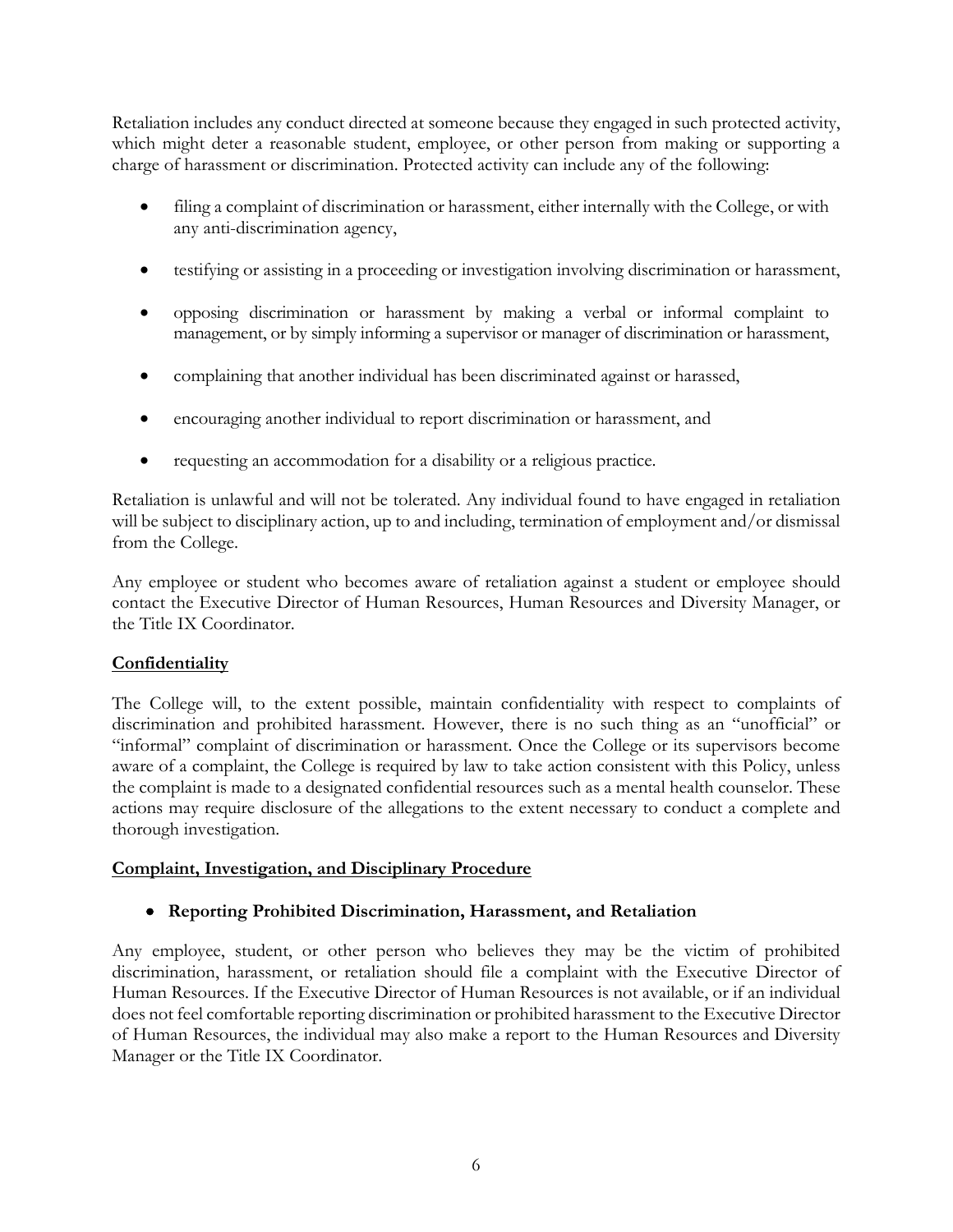Retaliation includes any conduct directed at someone because they engaged in such protected activity, which might deter a reasonable student, employee, or other person from making or supporting a charge of harassment or discrimination. Protected activity can include any of the following:

- filing a complaint of discrimination or harassment, either internally with the College, or with any anti-discrimination agency,
- testifying or assisting in a proceeding or investigation involving discrimination or harassment,
- opposing discrimination or harassment by making a verbal or informal complaint to management, or by simply informing a supervisor or manager of discrimination or harassment,
- complaining that another individual has been discriminated against or harassed,
- encouraging another individual to report discrimination or harassment, and
- requesting an accommodation for a disability or a religious practice.

Retaliation is unlawful and will not be tolerated. Any individual found to have engaged in retaliation will be subject to disciplinary action, up to and including, termination of employment and/or dismissal from the College.

Any employee or student who becomes aware of retaliation against a student or employee should contact the Executive Director of Human Resources, Human Resources and Diversity Manager, or the Title IX Coordinator.

**Confidentiality**

The College will, to the extent possible, maintain confidentiality with respect to complaints of discrimination and prohibited harassment. However, there is no such thing as an "unofficial" or "informal" complaint of discrimination or harassment. Once the College or its supervisors become aware of a complaint, the College is required by law to take action consistent with this Policy, unless the complaint is made to a designated confidential resources such as a mental health counselor. These actions may require disclosure of the allegations to the extent necessary to conduct a complete and thorough investigation.

**Complaint, Investigation, and Disciplinary Procedure**

- **Reporting Prohibited Discrimination, Harassment, and Retaliation**

Any employee, student, or other person who believes they may be the victim of prohibited discrimination, harassment, or retaliation should file a complaint with the Executive Director of Human Resources. If the Executive Director of Human Resources is not available, or if an individual does not feel comfortable reporting discrimination or prohibited harassment to the Executive Director of Human Resources, the individual may also make a report to the Human Resources and Diversity Manager or the Title IX Coordinator.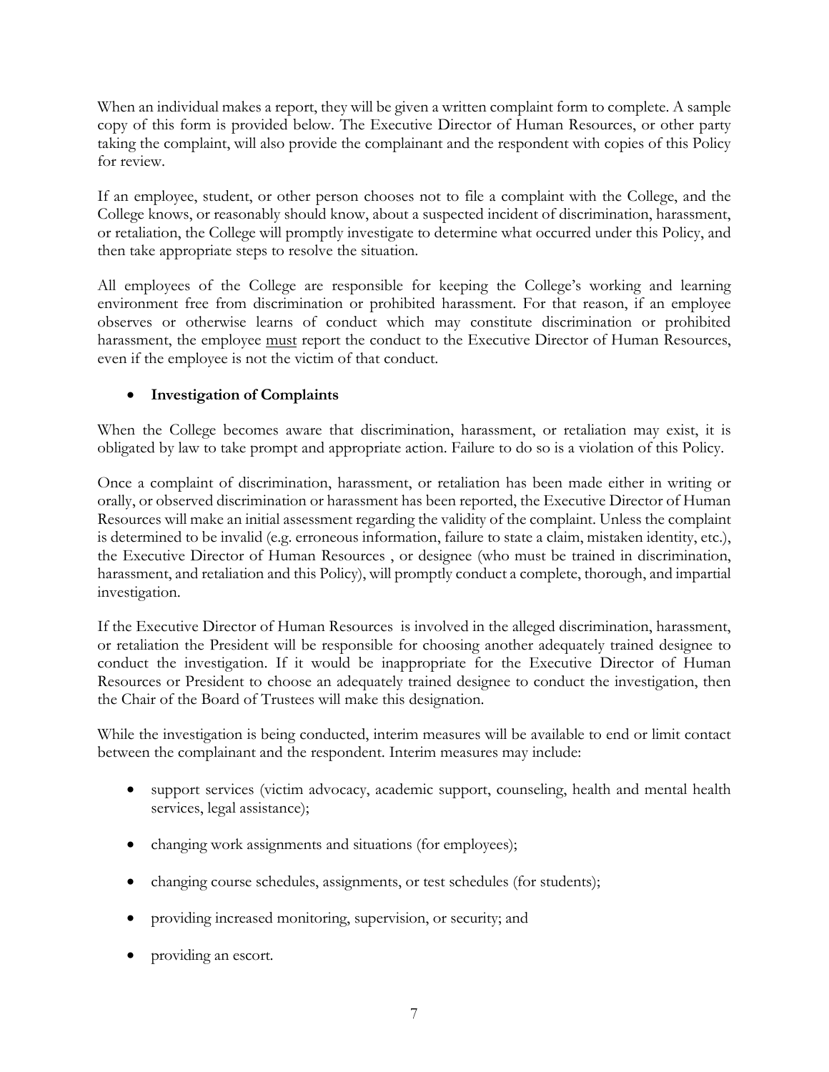When an individual makes a report, they will be given a written complaint form to complete. A sample copy of this form is provided below. The Executive Director of Human Resources, or other party taking the complaint, will also provide the complainant and the respondent with copies of this Policy for review.

If an employee, student, or other person chooses not to file a complaint with the College, and the College knows, or reasonably should know, about a suspected incident of discrimination, harassment, or retaliation, the College will promptly investigate to determine what occurred under this Policy, and then take appropriate steps to resolve the situation.

All employees of the College are responsible for keeping the College's working and learning environment free from discrimination or prohibited harassment. For that reason, if an employee observes or otherwise learns of conduct which may constitute discrimination or prohibited harassment, the employee <u>must</u> report the conduct to the Executive Director of Human Resources, even if the employee is not the victim of that conduct.

- **Investigation of Complaints**

When the College becomes aware that discrimination, harassment, or retaliation may exist, it is obligated by law to take prompt and appropriate action. Failure to do so is a violation of this Policy.

Once a complaint of discrimination, harassment, or retaliation has been made either in writing or orally, or observed discrimination or harassment has been reported, the Executive Director of Human Resources will make an initial assessment regarding the validity of the complaint. Unless the complaint is determined to be invalid (e.g. erroneous information, failure to state a claim, mistaken identity, etc.), the Executive Director of Human Resources , or designee (who must be trained in discrimination, harassment, and retaliation and this Policy), will promptly conduct a complete, thorough, and impartial investigation.

If the Executive Director of Human Resources is involved in the alleged discrimination, harassment, or retaliation the President will be responsible for choosing another adequately trained designee to conduct the investigation. If it would be inappropriate for the Executive Director of Human Resources or President to choose an adequately trained designee to conduct the investigation, then the Chair of the Board of Trustees will make this designation.

While the investigation is being conducted, interim measures will be available to end or limit contact between the complainant and the respondent. Interim measures may include:

- support services (victim advocacy, academic support, counseling, health and mental health services, legal assistance);
- changing work assignments and situations (for employees);
- changing course schedules, assignments, or test schedules (for students);
- providing increased monitoring, supervision, or security; and
- providing an escort.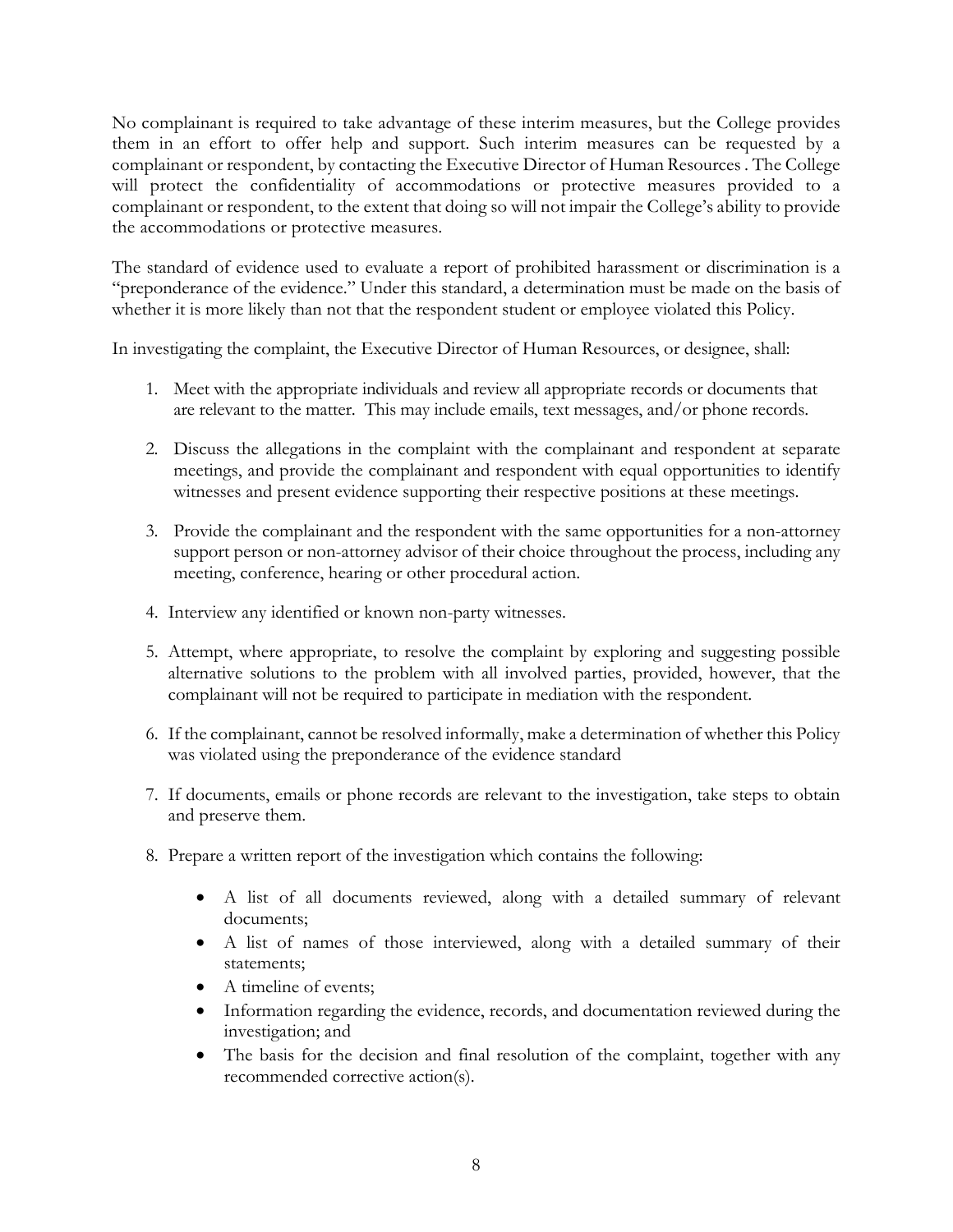No complainant is required to take advantage of these interim measures, but the College provides them in an effort to offer help and support. Such interim measures can be requested by a complainant or respondent, by contacting the Executive Director of Human Resources . The College will protect the confidentiality of accommodations or protective measures provided to a complainant or respondent, to the extent that doing so will not impair the College's ability to provide the accommodations or protective measures.

The standard of evidence used to evaluate a report of prohibited harassment or discrimination is a "preponderance of the evidence." Under this standard, a determination must be made on the basis of whether it is more likely than not that the respondent student or employee violated this Policy.

In investigating the complaint, the Executive Director of Human Resources, or designee, shall:

1. Meet with the appropriate individuals and review all appropriate records or documents that are relevant to the matter. This may include emails, text messages, and/or phone records.
2. Discuss the allegations in the complaint with the complainant and respondent at separate meetings, and provide the complainant and respondent with equal opportunities to identify witnesses and present evidence supporting their respective positions at these meetings.
3. Provide the complainant and the respondent with the same opportunities for a non-attorney support person or non-attorney advisor of their choice throughout the process, including any meeting, conference, hearing or other procedural action.
4. Interview any identified or known non-party witnesses.
5. Attempt, where appropriate, to resolve the complaint by exploring and suggesting possible alternative solutions to the problem with all involved parties, provided, however, that the complainant will not be required to participate in mediation with the respondent.
6. If the complainant, cannot be resolved informally, make a determination of whether this Policy was violated using the preponderance of the evidence standard
7. If documents, emails or phone records are relevant to the investigation, take steps to obtain and preserve them.
8. Prepare a written report of the investigation which contains the following:
   - A list of all documents reviewed, along with a detailed summary of relevant documents;
   - A list of names of those interviewed, along with a detailed summary of their statements;
   - A timeline of events;
   - Information regarding the evidence, records, and documentation reviewed during the investigation; and
   - The basis for the decision and final resolution of the complaint, together with any recommended corrective action(s).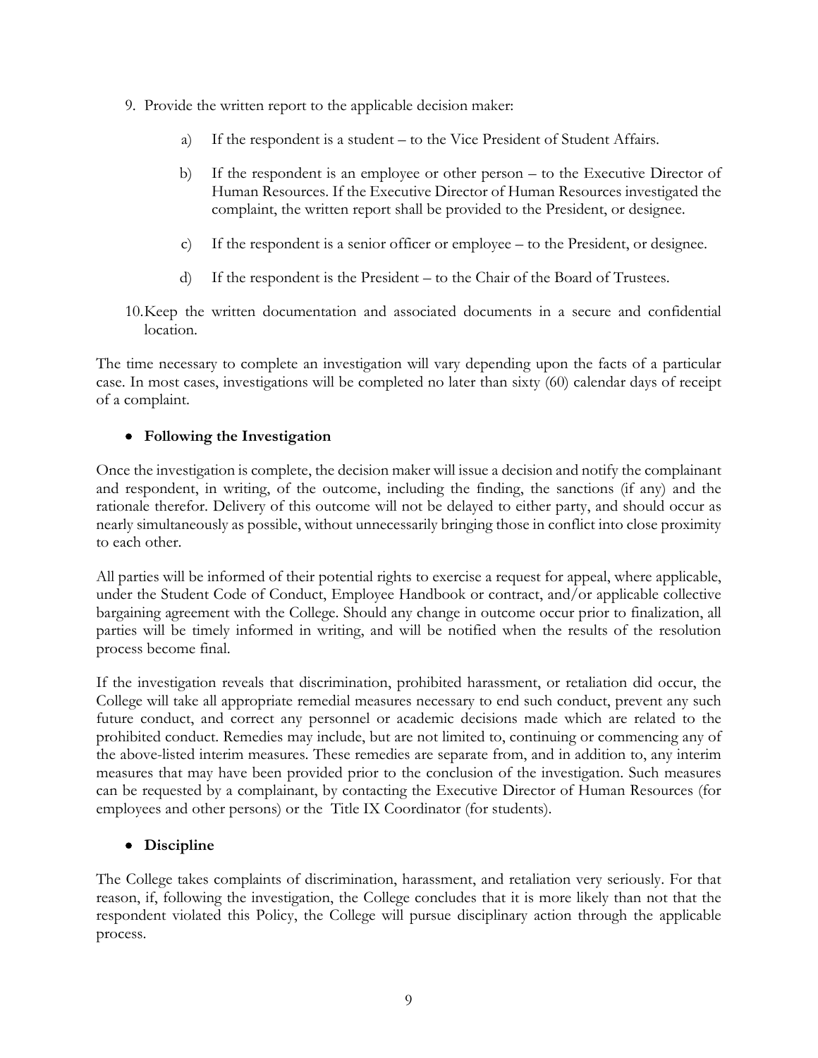9. Provide the written report to the applicable decision maker:

    a) If the respondent is a student – to the Vice President of Student Affairs.

    b) If the respondent is an employee or other person – to the Executive Director of Human Resources. If the Executive Director of Human Resources investigated the complaint, the written report shall be provided to the President, or designee.

    c) If the respondent is a senior officer or employee – to the President, or designee.

    d) If the respondent is the President – to the Chair of the Board of Trustees.

10. Keep the written documentation and associated documents in a secure and confidential location.

The time necessary to complete an investigation will vary depending upon the facts of a particular case. In most cases, investigations will be completed no later than sixty (60) calendar days of receipt of a complaint.

- **Following the Investigation**

Once the investigation is complete, the decision maker will issue a decision and notify the complainant and respondent, in writing, of the outcome, including the finding, the sanctions (if any) and the rationale therefor. Delivery of this outcome will not be delayed to either party, and should occur as nearly simultaneously as possible, without unnecessarily bringing those in conflict into close proximity to each other.

All parties will be informed of their potential rights to exercise a request for appeal, where applicable, under the Student Code of Conduct, Employee Handbook or contract, and/or applicable collective bargaining agreement with the College. Should any change in outcome occur prior to finalization, all parties will be timely informed in writing, and will be notified when the results of the resolution process become final.

If the investigation reveals that discrimination, prohibited harassment, or retaliation did occur, the College will take all appropriate remedial measures necessary to end such conduct, prevent any such future conduct, and correct any personnel or academic decisions made which are related to the prohibited conduct. Remedies may include, but are not limited to, continuing or commencing any of the above-listed interim measures. These remedies are separate from, and in addition to, any interim measures that may have been provided prior to the conclusion of the investigation. Such measures can be requested by a complainant, by contacting the Executive Director of Human Resources (for employees and other persons) or the Title IX Coordinator (for students).

- **Discipline**

The College takes complaints of discrimination, harassment, and retaliation very seriously. For that reason, if, following the investigation, the College concludes that it is more likely than not that the respondent violated this Policy, the College will pursue disciplinary action through the applicable process.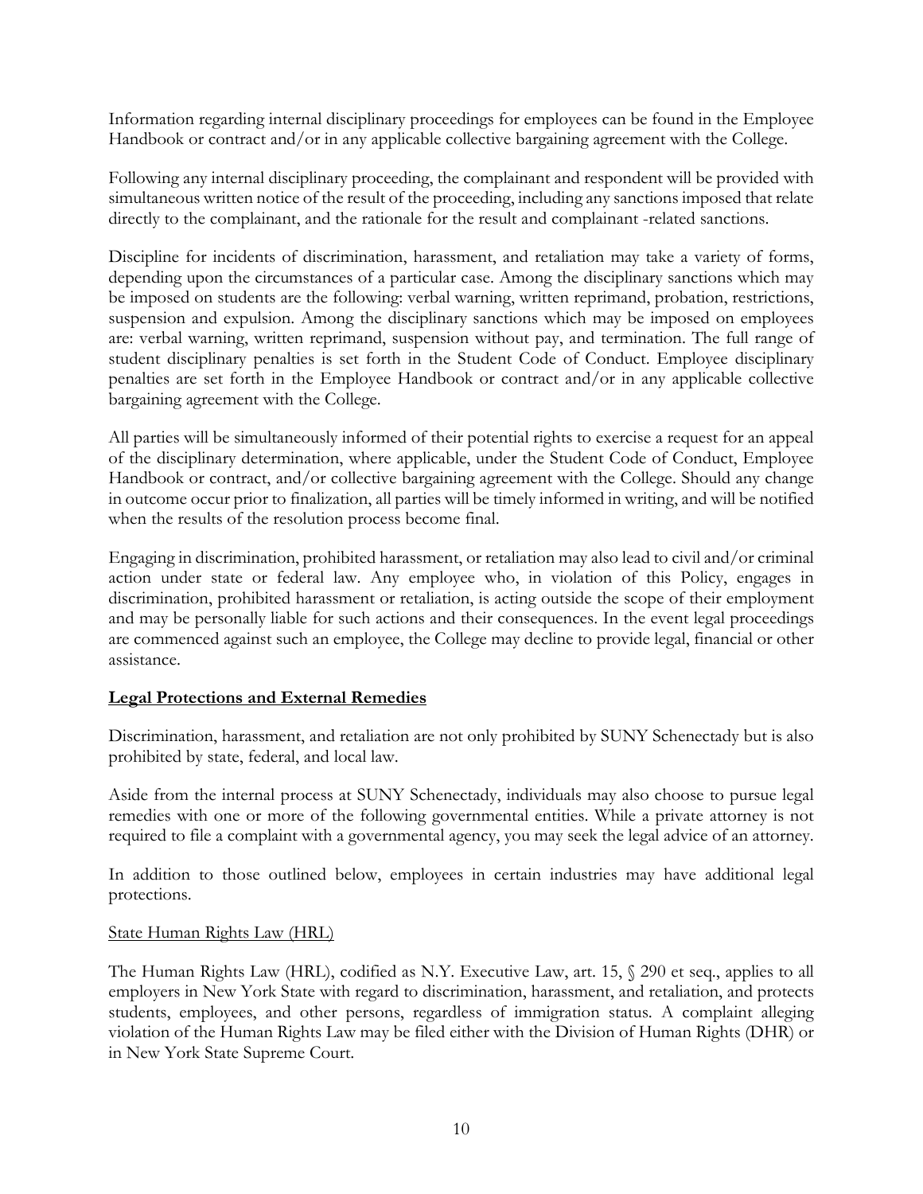Information regarding internal disciplinary proceedings for employees can be found in the Employee Handbook or contract and/or in any applicable collective bargaining agreement with the College.

Following any internal disciplinary proceeding, the complainant and respondent will be provided with simultaneous written notice of the result of the proceeding, including any sanctions imposed that relate directly to the complainant, and the rationale for the result and complainant -related sanctions.

Discipline for incidents of discrimination, harassment, and retaliation may take a variety of forms, depending upon the circumstances of a particular case. Among the disciplinary sanctions which may be imposed on students are the following: verbal warning, written reprimand, probation, restrictions, suspension and expulsion. Among the disciplinary sanctions which may be imposed on employees are: verbal warning, written reprimand, suspension without pay, and termination. The full range of student disciplinary penalties is set forth in the Student Code of Conduct. Employee disciplinary penalties are set forth in the Employee Handbook or contract and/or in any applicable collective bargaining agreement with the College.

All parties will be simultaneously informed of their potential rights to exercise a request for an appeal of the disciplinary determination, where applicable, under the Student Code of Conduct, Employee Handbook or contract, and/or collective bargaining agreement with the College. Should any change in outcome occur prior to finalization, all parties will be timely informed in writing, and will be notified when the results of the resolution process become final.

Engaging in discrimination, prohibited harassment, or retaliation may also lead to civil and/or criminal action under state or federal law. Any employee who, in violation of this Policy, engages in discrimination, prohibited harassment or retaliation, is acting outside the scope of their employment and may be personally liable for such actions and their consequences. In the event legal proceedings are commenced against such an employee, the College may decline to provide legal, financial or other assistance.

## **Legal Protections and External Remedies**

Discrimination, harassment, and retaliation are not only prohibited by SUNY Schenectady but is also prohibited by state, federal, and local law.

Aside from the internal process at SUNY Schenectady, individuals may also choose to pursue legal remedies with one or more of the following governmental entities. While a private attorney is not required to file a complaint with a governmental agency, you may seek the legal advice of an attorney.

In addition to those outlined below, employees in certain industries may have additional legal protections.

### State Human Rights Law (HRL)

The Human Rights Law (HRL), codified as N.Y. Executive Law, art. 15, § 290 et seq., applies to all employers in New York State with regard to discrimination, harassment, and retaliation, and protects students, employees, and other persons, regardless of immigration status. A complaint alleging violation of the Human Rights Law may be filed either with the Division of Human Rights (DHR) or in New York State Supreme Court.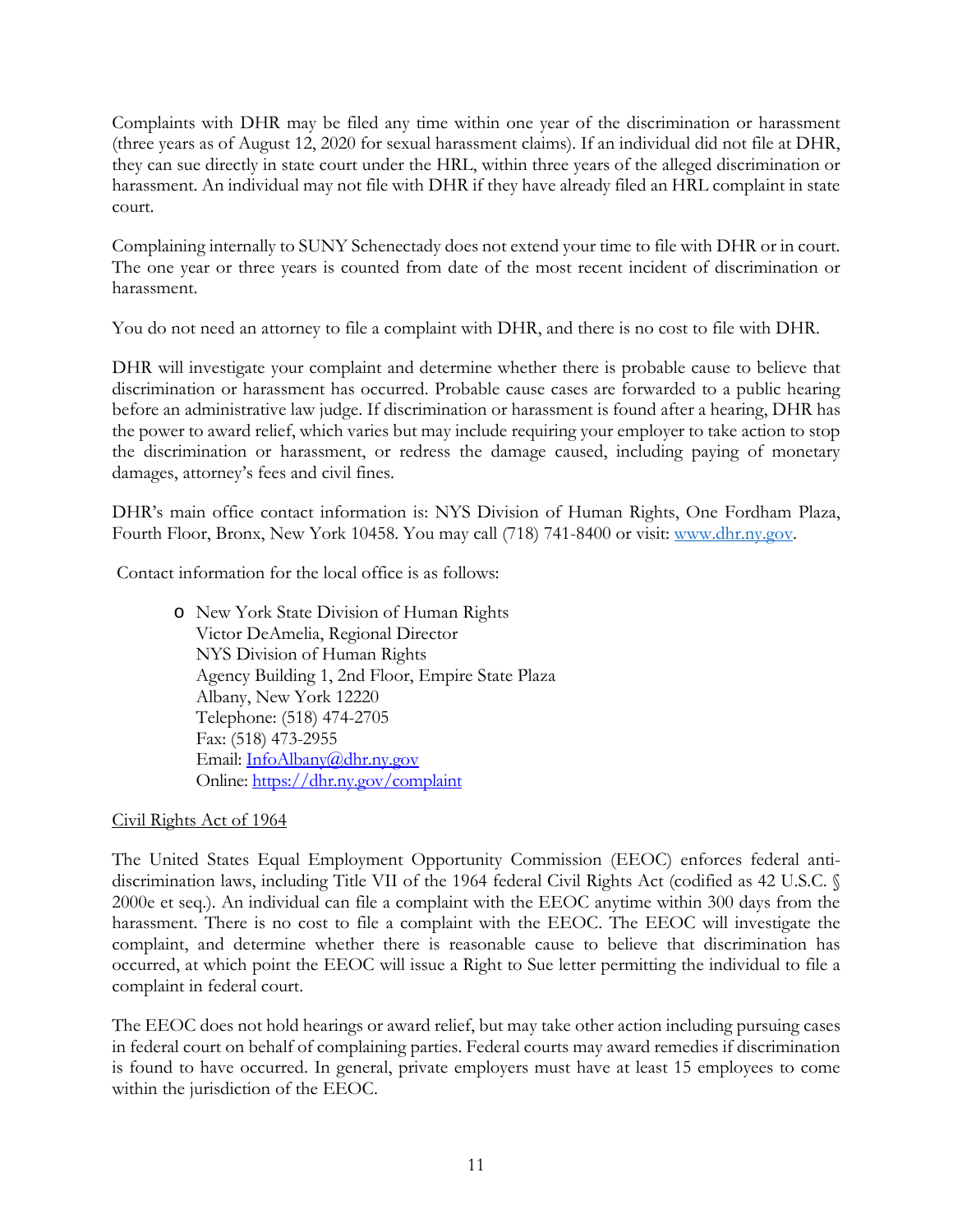Complaints with DHR may be filed any time within one year of the discrimination or harassment (three years as of August 12, 2020 for sexual harassment claims). If an individual did not file at DHR, they can sue directly in state court under the HRL, within three years of the alleged discrimination or harassment. An individual may not file with DHR if they have already filed an HRL complaint in state court.

Complaining internally to SUNY Schenectady does not extend your time to file with DHR or in court. The one year or three years is counted from date of the most recent incident of discrimination or harassment.

You do not need an attorney to file a complaint with DHR, and there is no cost to file with DHR.

DHR will investigate your complaint and determine whether there is probable cause to believe that discrimination or harassment has occurred. Probable cause cases are forwarded to a public hearing before an administrative law judge. If discrimination or harassment is found after a hearing, DHR has the power to award relief, which varies but may include requiring your employer to take action to stop the discrimination or harassment, or redress the damage caused, including paying of monetary damages, attorney's fees and civil fines.

DHR's main office contact information is: NYS Division of Human Rights, One Fordham Plaza, Fourth Floor, Bronx, New York 10458. You may call (718) 741-8400 or visit: [www.dhr.ny.gov](http://www.dhr.ny.gov).

Contact information for the local office is as follows:

- New York State Division of Human Rights
  Victor DeAmelia, Regional Director
  NYS Division of Human Rights
  Agency Building 1, 2nd Floor, Empire State Plaza
  Albany, New York 12220
  Telephone: (518) 474-2705
  Fax: (518) 473-2955
  Email: [InfoAlbany@dhr.ny.gov](mailto:InfoAlbany@dhr.ny.gov)
  Online: [https://dhr.ny.gov/complaint](https://dhr.ny.gov/complaint)

<u>Civil Rights Act of 1964</u>

The United States Equal Employment Opportunity Commission (EEOC) enforces federal anti-discrimination laws, including Title VII of the 1964 federal Civil Rights Act (codified as 42 U.S.C. § 2000e et seq.). An individual can file a complaint with the EEOC anytime within 300 days from the harassment. There is no cost to file a complaint with the EEOC. The EEOC will investigate the complaint, and determine whether there is reasonable cause to believe that discrimination has occurred, at which point the EEOC will issue a Right to Sue letter permitting the individual to file a complaint in federal court.

The EEOC does not hold hearings or award relief, but may take other action including pursuing cases in federal court on behalf of complaining parties. Federal courts may award remedies if discrimination is found to have occurred. In general, private employers must have at least 15 employees to come within the jurisdiction of the EEOC.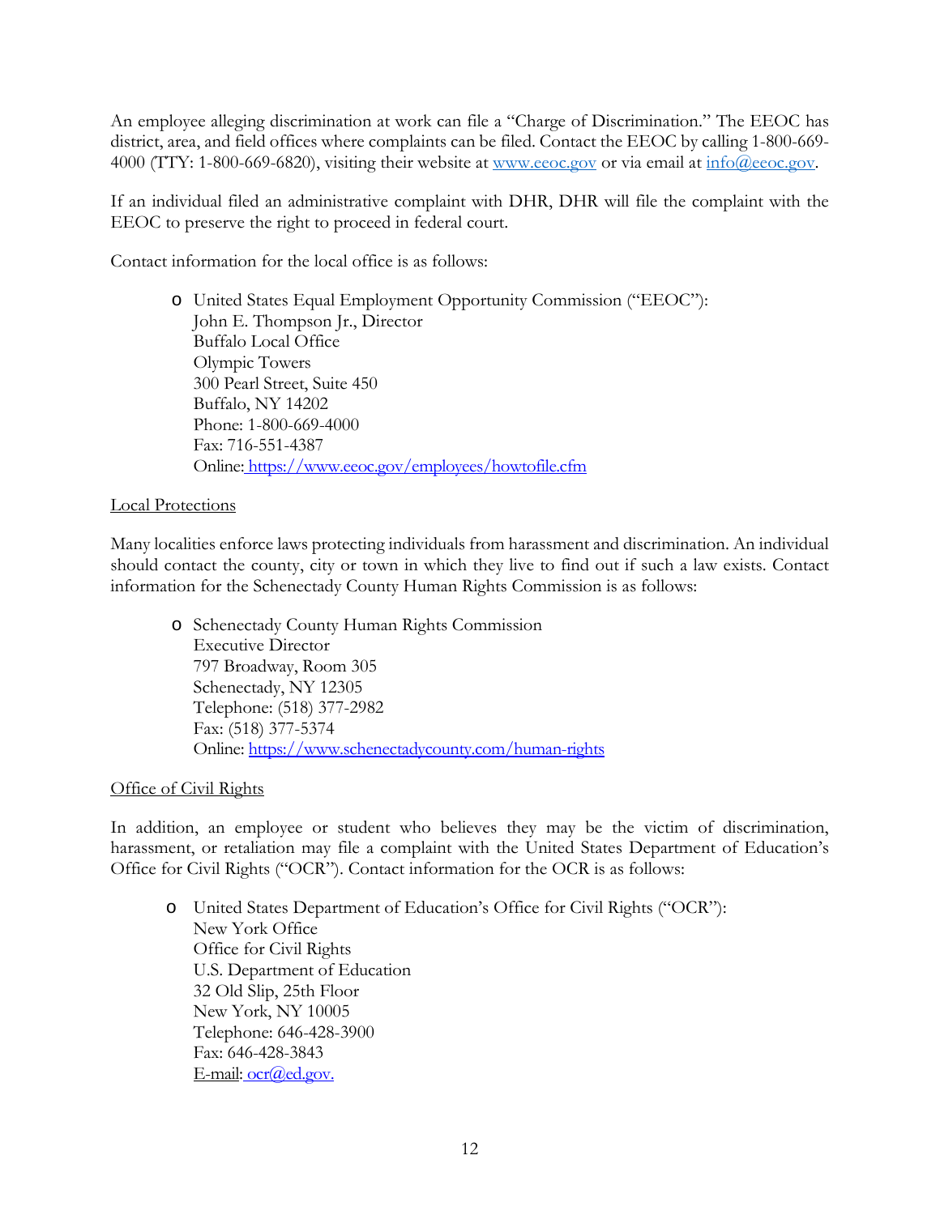An employee alleging discrimination at work can file a "Charge of Discrimination." The EEOC has district, area, and field offices where complaints can be filed. Contact the EEOC by calling 1-800-669-4000 (TTY: 1-800-669-6820), visiting their website at [www.eeoc.gov](http://www.eeoc.gov) or via email at [info@eeoc.gov](mailto:info@eeoc.gov).

If an individual filed an administrative complaint with DHR, DHR will file the complaint with the EEOC to preserve the right to proceed in federal court.

Contact information for the local office is as follows:

- United States Equal Employment Opportunity Commission ("EEOC"):
  John E. Thompson Jr., Director
  Buffalo Local Office
  Olympic Towers
  300 Pearl Street, Suite 450
  Buffalo, NY 14202
  Phone: 1-800-669-4000
  Fax: 716-551-4387
  Online: [https://www.eeoc.gov/employees/howtofile.cfm](https://www.eeoc.gov/employees/howtofile.cfm)

<u>Local Protections</u>

Many localities enforce laws protecting individuals from harassment and discrimination. An individual should contact the county, city or town in which they live to find out if such a law exists. Contact information for the Schenectady County Human Rights Commission is as follows:

- Schenectady County Human Rights Commission
  Executive Director
  797 Broadway, Room 305
  Schenectady, NY 12305
  Telephone: (518) 377-2982
  Fax: (518) 377-5374
  Online: [https://www.schenectadycounty.com/human-rights](https://www.schenectadycounty.com/human-rights)

<u>Office of Civil Rights</u>

In addition, an employee or student who believes they may be the victim of discrimination, harassment, or retaliation may file a complaint with the United States Department of Education's Office for Civil Rights ("OCR"). Contact information for the OCR is as follows:

- United States Department of Education's Office for Civil Rights ("OCR"):
  New York Office
  Office for Civil Rights
  U.S. Department of Education
  32 Old Slip, 25th Floor
  New York, NY 10005
  Telephone: 646-428-3900
  Fax: 646-428-3843
  E-mail: [ocr@ed.gov.](mailto:ocr@ed.gov)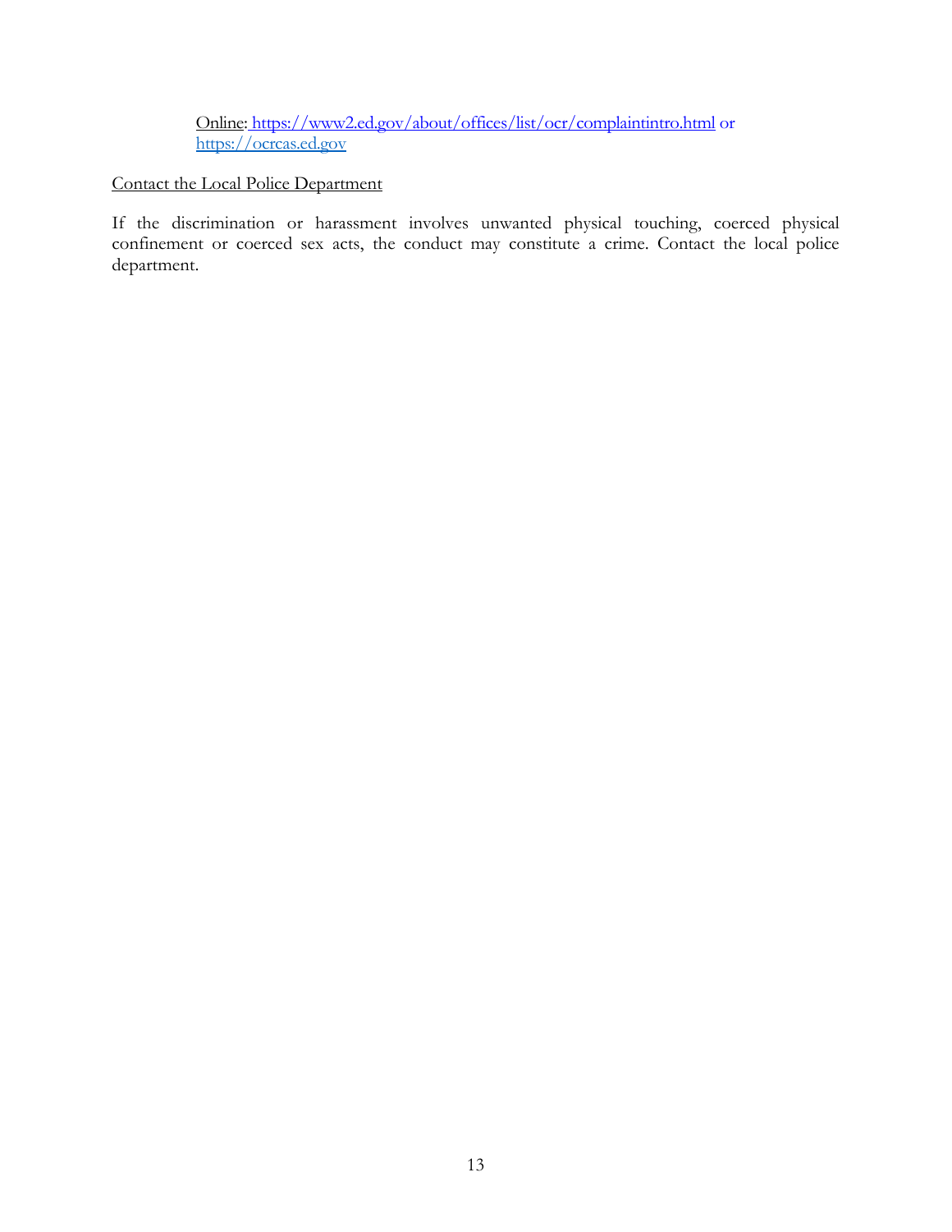Online: https://www2.ed.gov/about/offices/list/ocr/complaintintro.html or https://ocrcas.ed.gov

Contact the Local Police Department

If the discrimination or harassment involves unwanted physical touching, coerced physical confinement or coerced sex acts, the conduct may constitute a crime. Contact the local police department.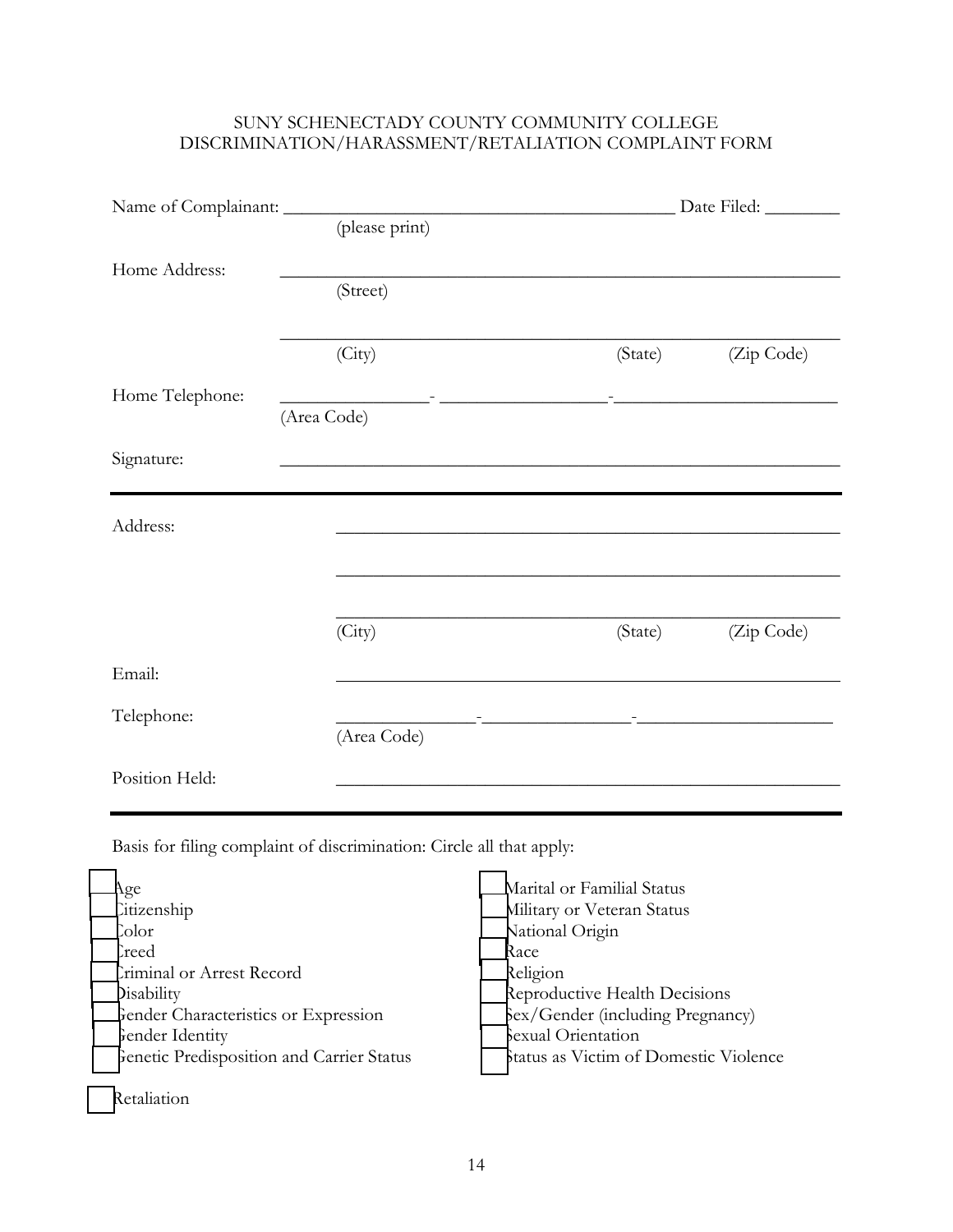# SUNY SCHENECTADY COUNTY COMMUNITY COLLEGE
# DISCRIMINATION/HARASSMENT/RETALIATION COMPLAINT FORM

Name of Complainant: ___________________________________________ Date Filed: ________
(please print)

Home Address: ___________________________________________________________
(Street)

___________________________________________________________
(City) (State) (Zip Code)

Home Telephone: ________________- _________________-________________________
(Area Code)

Signature: ___________________________________________________________

---

Address: ___________________________________________________________

___________________________________________________________

___________________________________________________________
(City) (State) (Zip Code)

Email: ___________________________________________________________

Telephone: _______________-________________-_____________________
(Area Code)

Position Held: ___________________________________________________________

---

Basis for filing complaint of discrimination: Circle all that apply:

- ☐ Age
- ☐ Citizenship
- ☐ Color
- ☐ Creed
- ☐ Criminal or Arrest Record
- ☐ Disability
- ☐ Gender Characteristics or Expression
- ☐ Gender Identity
- ☐ Genetic Predisposition and Carrier Status
- ☐ Marital or Familial Status
- ☐ Military or Veteran Status
- ☐ National Origin
- ☐ Race
- ☐ Religion
- ☐ Reproductive Health Decisions
- ☐ Sex/Gender (including Pregnancy)
- ☐ Sexual Orientation
- ☐ Status as Victim of Domestic Violence

- ☐ Retaliation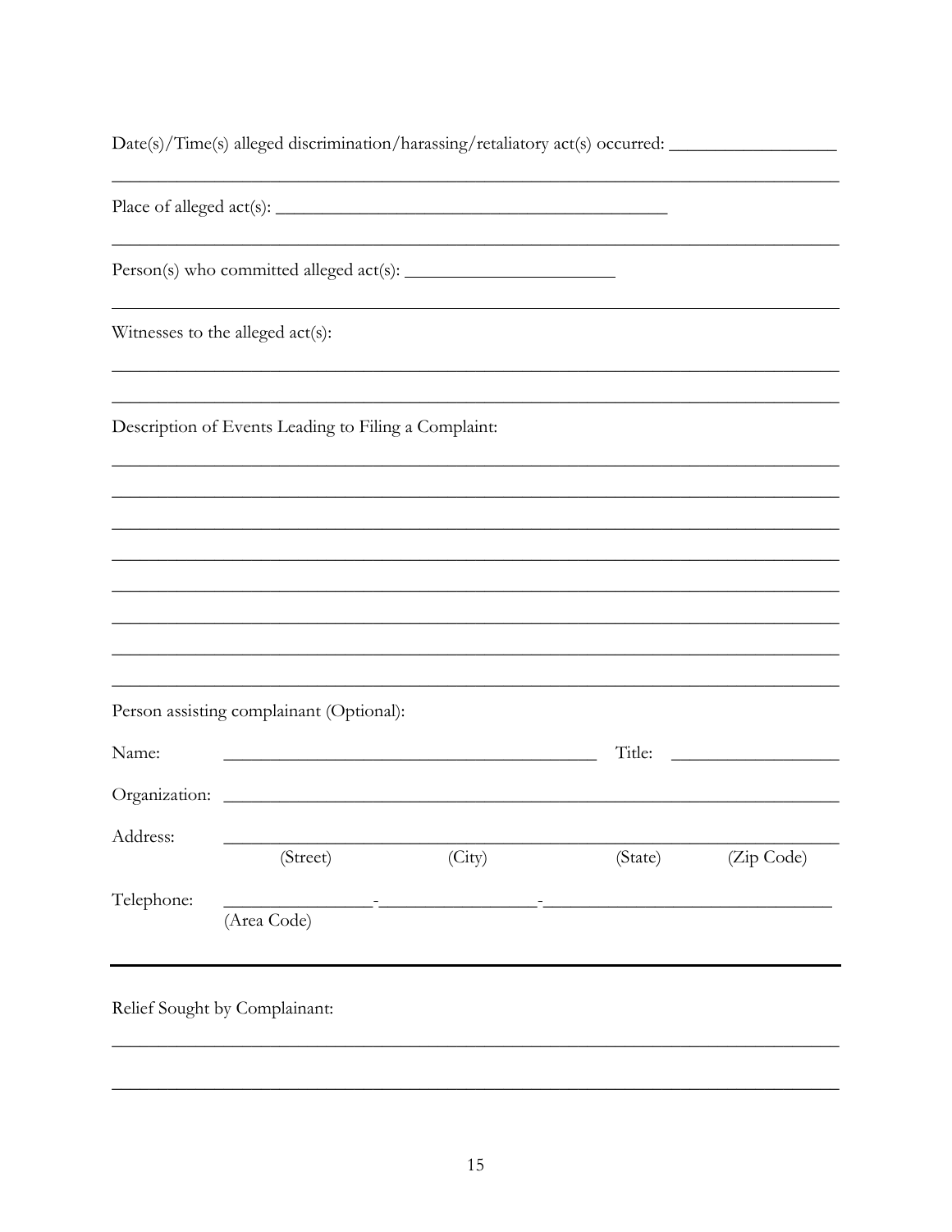Date(s)/Time(s) alleged discrimination/harassing/retaliatory act(s) occurred: ___________________

_______________________________________________________________________________

Place of alleged act(s): _____________________________________________

_______________________________________________________________________________

Person(s) who committed alleged act(s): _________________________

_______________________________________________________________________________

Witnesses to the alleged act(s):

_______________________________________________________________________________

_______________________________________________________________________________

Description of Events Leading to Filing a Complaint:

_______________________________________________________________________________

_______________________________________________________________________________

_______________________________________________________________________________

_______________________________________________________________________________

_______________________________________________________________________________

_______________________________________________________________________________

_______________________________________________________________________________

_______________________________________________________________________________

Person assisting complainant (Optional):

Name: ____________________________________________ Title: ___________________

Organization: _________________________________________________________________

Address: _____________________________________________________________________
(Street) (City) (State) (Zip Code)

Telephone: ________________-_________________-_______________________________
(Area Code)

---

Relief Sought by Complainant:

_______________________________________________________________________________

_______________________________________________________________________________